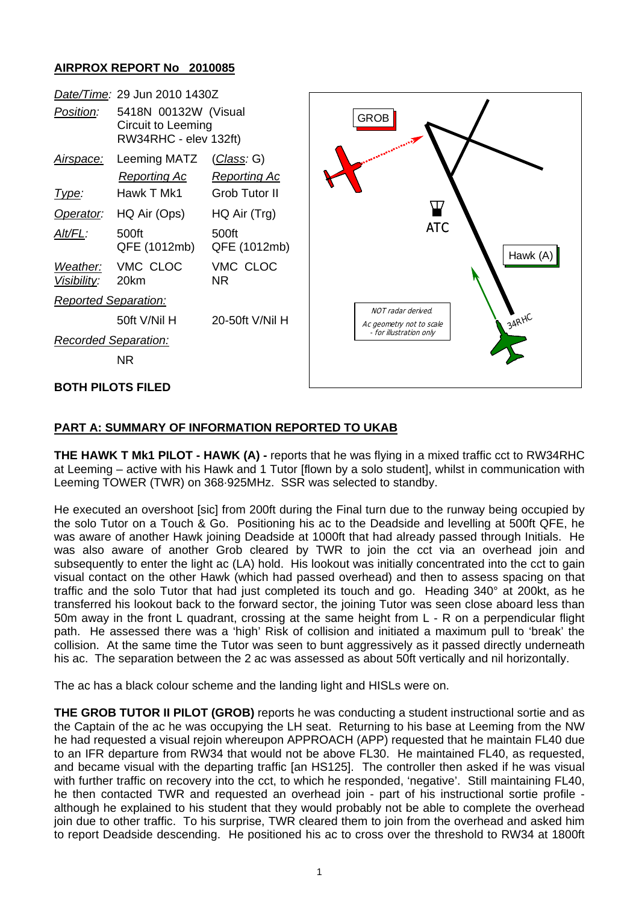## AIRPROX REPORT No 2010085

| | | |
|---|---|---|
| *Date/Time*: | 29 Jun 2010 1430Z | |
| *Position*: | 5418N 00132W (Visual Circuit to Leeming RW34RHC - elev 132ft) | |
| *Airspace*: | Leeming MATZ | (*Class*: G) |
| | *Reporting Ac* | *Reporting Ac* |
| *Type*: | Hawk T Mk1 | Grob Tutor II |
| *Operator*: | HQ Air (Ops) | HQ Air (Trg) |
| *Alt/FL*: | 500ft QFE (1012mb) | 500ft QFE (1012mb) |
| *Weather*: *Visibility*: | VMC CLOC 20km | VMC CLOC NR |
| *Reported Separation*: | | |
| | 50ft V/Nil H | 20-50ft V/Nil H |
| *Recorded Separation*: | | |
| | NR | |

**BOTH PILOTS FILED**

GROB

ATC

Hawk (A)

34RHC

NOT radar derived. Ac geometry not to scale - for illustration only

## PART A: SUMMARY OF INFORMATION REPORTED TO UKAB

**THE HAWK T Mk1 PILOT - HAWK (A) -** reports that he was flying in a mixed traffic cct to RW34RHC at Leeming – active with his Hawk and 1 Tutor [flown by a solo student], whilst in communication with Leeming TOWER (TWR) on 368·925MHz. SSR was selected to standby.

He executed an overshoot [sic] from 200ft during the Final turn due to the runway being occupied by the solo Tutor on a Touch & Go. Positioning his ac to the Deadside and levelling at 500ft QFE, he was aware of another Hawk joining Deadside at 1000ft that had already passed through Initials. He was also aware of another Grob cleared by TWR to join the cct via an overhead join and subsequently to enter the light ac (LA) hold. His lookout was initially concentrated into the cct to gain visual contact on the other Hawk (which had passed overhead) and then to assess spacing on that traffic and the solo Tutor that had just completed its touch and go. Heading 340° at 200kt, as he transferred his lookout back to the forward sector, the joining Tutor was seen close aboard less than 50m away in the front L quadrant, crossing at the same height from L - R on a perpendicular flight path. He assessed there was a 'high' Risk of collision and initiated a maximum pull to 'break' the collision. At the same time the Tutor was seen to bunt aggressively as it passed directly underneath his ac. The separation between the 2 ac was assessed as about 50ft vertically and nil horizontally.

The ac has a black colour scheme and the landing light and HISLs were on.

**THE GROB TUTOR II PILOT (GROB)** reports he was conducting a student instructional sortie and as the Captain of the ac he was occupying the LH seat. Returning to his base at Leeming from the NW he had requested a visual rejoin whereupon APPROACH (APP) requested that he maintain FL40 due to an IFR departure from RW34 that would not be above FL30. He maintained FL40, as requested, and became visual with the departing traffic [an HS125]. The controller then asked if he was visual with further traffic on recovery into the cct, to which he responded, 'negative'. Still maintaining FL40, he then contacted TWR and requested an overhead join - part of his instructional sortie profile - although he explained to his student that they would probably not be able to complete the overhead join due to other traffic. To his surprise, TWR cleared them to join from the overhead and asked him to report Deadside descending. He positioned his ac to cross over the threshold to RW34 at 1800ft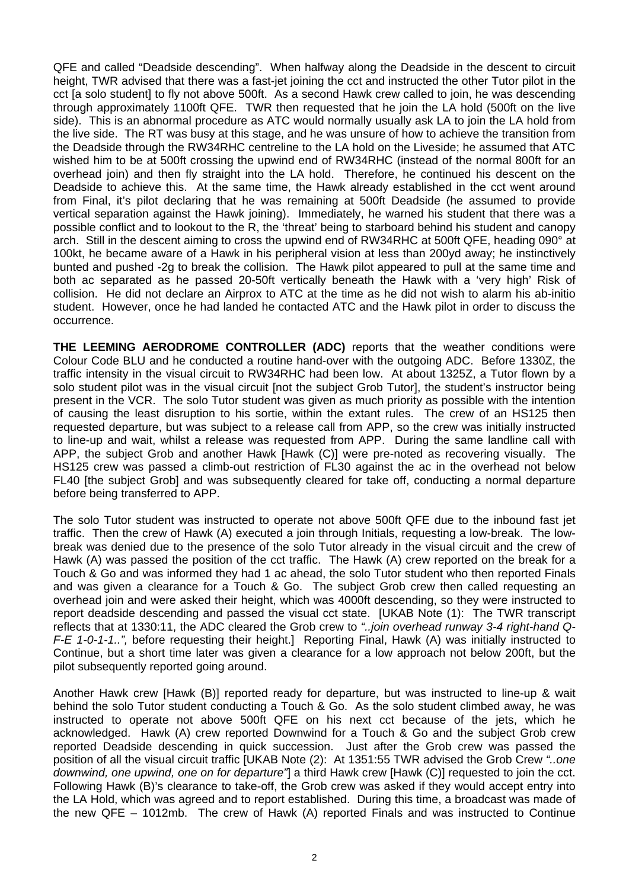QFE and called "Deadside descending". When halfway along the Deadside in the descent to circuit height, TWR advised that there was a fast-jet joining the cct and instructed the other Tutor pilot in the cct [a solo student] to fly not above 500ft. As a second Hawk crew called to join, he was descending through approximately 1100ft QFE. TWR then requested that he join the LA hold (500ft on the live side). This is an abnormal procedure as ATC would normally usually ask LA to join the LA hold from the live side. The RT was busy at this stage, and he was unsure of how to achieve the transition from the Deadside through the RW34RHC centreline to the LA hold on the Liveside; he assumed that ATC wished him to be at 500ft crossing the upwind end of RW34RHC (instead of the normal 800ft for an overhead join) and then fly straight into the LA hold. Therefore, he continued his descent on the Deadside to achieve this. At the same time, the Hawk already established in the cct went around from Final, it's pilot declaring that he was remaining at 500ft Deadside (he assumed to provide vertical separation against the Hawk joining). Immediately, he warned his student that there was a possible conflict and to lookout to the R, the 'threat' being to starboard behind his student and canopy arch. Still in the descent aiming to cross the upwind end of RW34RHC at 500ft QFE, heading 090° at 100kt, he became aware of a Hawk in his peripheral vision at less than 200yd away; he instinctively bunted and pushed -2g to break the collision. The Hawk pilot appeared to pull at the same time and both ac separated as he passed 20-50ft vertically beneath the Hawk with a 'very high' Risk of collision. He did not declare an Airprox to ATC at the time as he did not wish to alarm his ab-initio student. However, once he had landed he contacted ATC and the Hawk pilot in order to discuss the occurrence.

**THE LEEMING AERODROME CONTROLLER (ADC)** reports that the weather conditions were Colour Code BLU and he conducted a routine hand-over with the outgoing ADC. Before 1330Z, the traffic intensity in the visual circuit to RW34RHC had been low. At about 1325Z, a Tutor flown by a solo student pilot was in the visual circuit [not the subject Grob Tutor], the student's instructor being present in the VCR. The solo Tutor student was given as much priority as possible with the intention of causing the least disruption to his sortie, within the extant rules. The crew of an HS125 then requested departure, but was subject to a release call from APP, so the crew was initially instructed to line-up and wait, whilst a release was requested from APP. During the same landline call with APP, the subject Grob and another Hawk [Hawk (C)] were pre-noted as recovering visually. The HS125 crew was passed a climb-out restriction of FL30 against the ac in the overhead not below FL40 [the subject Grob] and was subsequently cleared for take off, conducting a normal departure before being transferred to APP.

The solo Tutor student was instructed to operate not above 500ft QFE due to the inbound fast jet traffic. Then the crew of Hawk (A) executed a join through Initials, requesting a low-break. The low-break was denied due to the presence of the solo Tutor already in the visual circuit and the crew of Hawk (A) was passed the position of the cct traffic. The Hawk (A) crew reported on the break for a Touch & Go and was informed they had 1 ac ahead, the solo Tutor student who then reported Finals and was given a clearance for a Touch & Go. The subject Grob crew then called requesting an overhead join and were asked their height, which was 4000ft descending, so they were instructed to report deadside descending and passed the visual cct state. [UKAB Note (1): The TWR transcript reflects that at 1330:11, the ADC cleared the Grob crew to *"..join overhead runway 3-4 right-hand Q-F-E 1-0-1-1..",* before requesting their height.] Reporting Final, Hawk (A) was initially instructed to Continue, but a short time later was given a clearance for a low approach not below 200ft, but the pilot subsequently reported going around.

Another Hawk crew [Hawk (B)] reported ready for departure, but was instructed to line-up & wait behind the solo Tutor student conducting a Touch & Go. As the solo student climbed away, he was instructed to operate not above 500ft QFE on his next cct because of the jets, which he acknowledged. Hawk (A) crew reported Downwind for a Touch & Go and the subject Grob crew reported Deadside descending in quick succession. Just after the Grob crew was passed the position of all the visual circuit traffic [UKAB Note (2): At 1351:55 TWR advised the Grob Crew *"..one downwind, one upwind, one on for departure"*] a third Hawk crew [Hawk (C)] requested to join the cct. Following Hawk (B)'s clearance to take-off, the Grob crew was asked if they would accept entry into the LA Hold, which was agreed and to report established. During this time, a broadcast was made of the new QFE – 1012mb. The crew of Hawk (A) reported Finals and was instructed to Continue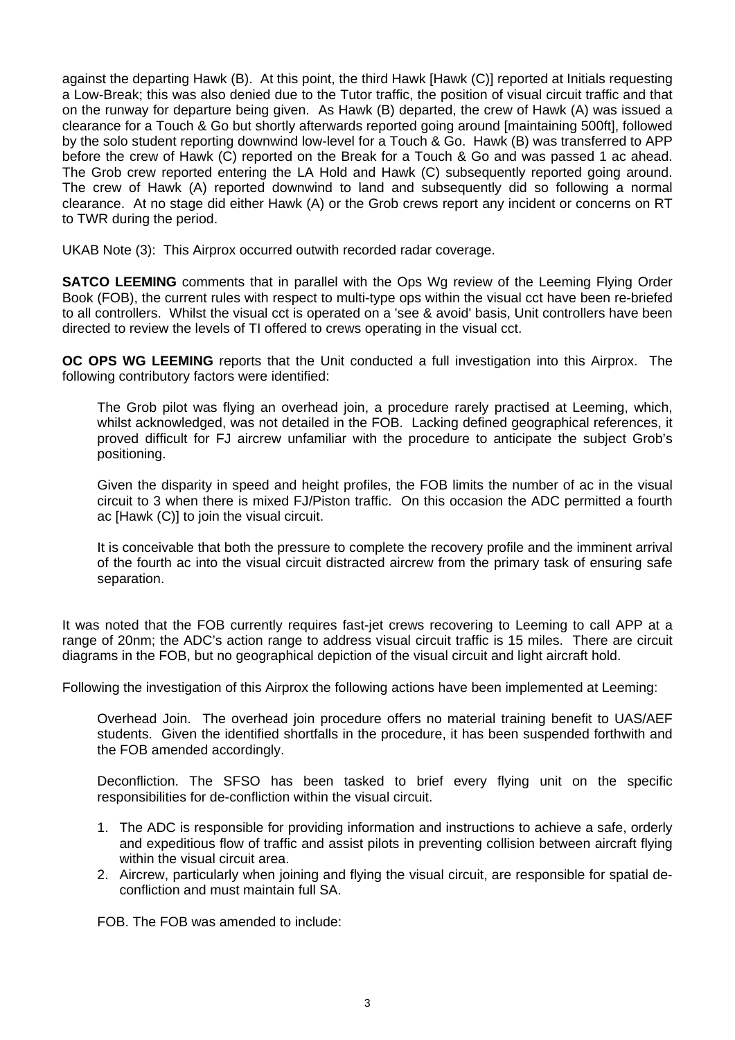against the departing Hawk (B). At this point, the third Hawk [Hawk (C)] reported at Initials requesting a Low-Break; this was also denied due to the Tutor traffic, the position of visual circuit traffic and that on the runway for departure being given. As Hawk (B) departed, the crew of Hawk (A) was issued a clearance for a Touch & Go but shortly afterwards reported going around [maintaining 500ft], followed by the solo student reporting downwind low-level for a Touch & Go. Hawk (B) was transferred to APP before the crew of Hawk (C) reported on the Break for a Touch & Go and was passed 1 ac ahead. The Grob crew reported entering the LA Hold and Hawk (C) subsequently reported going around. The crew of Hawk (A) reported downwind to land and subsequently did so following a normal clearance. At no stage did either Hawk (A) or the Grob crews report any incident or concerns on RT to TWR during the period.

UKAB Note (3): This Airprox occurred outwith recorded radar coverage.

**SATCO LEEMING** comments that in parallel with the Ops Wg review of the Leeming Flying Order Book (FOB), the current rules with respect to multi-type ops within the visual cct have been re-briefed to all controllers. Whilst the visual cct is operated on a 'see & avoid' basis, Unit controllers have been directed to review the levels of TI offered to crews operating in the visual cct.

**OC OPS WG LEEMING** reports that the Unit conducted a full investigation into this Airprox. The following contributory factors were identified:

The Grob pilot was flying an overhead join, a procedure rarely practised at Leeming, which, whilst acknowledged, was not detailed in the FOB. Lacking defined geographical references, it proved difficult for FJ aircrew unfamiliar with the procedure to anticipate the subject Grob's positioning.

Given the disparity in speed and height profiles, the FOB limits the number of ac in the visual circuit to 3 when there is mixed FJ/Piston traffic. On this occasion the ADC permitted a fourth ac [Hawk (C)] to join the visual circuit.

It is conceivable that both the pressure to complete the recovery profile and the imminent arrival of the fourth ac into the visual circuit distracted aircrew from the primary task of ensuring safe separation.

It was noted that the FOB currently requires fast-jet crews recovering to Leeming to call APP at a range of 20nm; the ADC's action range to address visual circuit traffic is 15 miles. There are circuit diagrams in the FOB, but no geographical depiction of the visual circuit and light aircraft hold.

Following the investigation of this Airprox the following actions have been implemented at Leeming:

Overhead Join. The overhead join procedure offers no material training benefit to UAS/AEF students. Given the identified shortfalls in the procedure, it has been suspended forthwith and the FOB amended accordingly.

Deconfliction. The SFSO has been tasked to brief every flying unit on the specific responsibilities for de-confliction within the visual circuit.

1. The ADC is responsible for providing information and instructions to achieve a safe, orderly and expeditious flow of traffic and assist pilots in preventing collision between aircraft flying within the visual circuit area.
2. Aircrew, particularly when joining and flying the visual circuit, are responsible for spatial de-confliction and must maintain full SA.

FOB. The FOB was amended to include: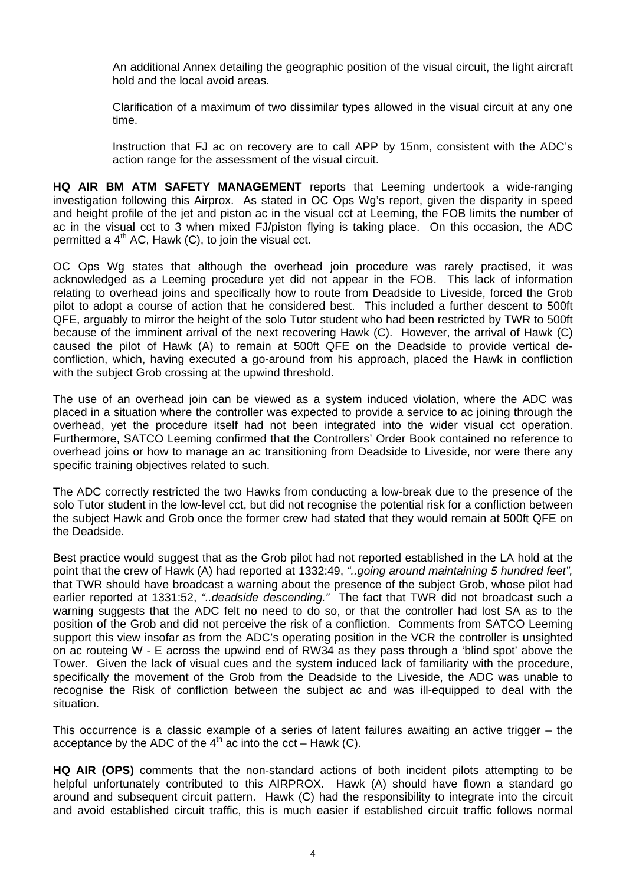An additional Annex detailing the geographic position of the visual circuit, the light aircraft hold and the local avoid areas.

Clarification of a maximum of two dissimilar types allowed in the visual circuit at any one time.

Instruction that FJ ac on recovery are to call APP by 15nm, consistent with the ADC's action range for the assessment of the visual circuit.

**HQ AIR BM ATM SAFETY MANAGEMENT** reports that Leeming undertook a wide-ranging investigation following this Airprox. As stated in OC Ops Wg's report, given the disparity in speed and height profile of the jet and piston ac in the visual cct at Leeming, the FOB limits the number of ac in the visual cct to 3 when mixed FJ/piston flying is taking place. On this occasion, the ADC permitted a 4th AC, Hawk (C), to join the visual cct.

OC Ops Wg states that although the overhead join procedure was rarely practised, it was acknowledged as a Leeming procedure yet did not appear in the FOB. This lack of information relating to overhead joins and specifically how to route from Deadside to Liveside, forced the Grob pilot to adopt a course of action that he considered best. This included a further descent to 500ft QFE, arguably to mirror the height of the solo Tutor student who had been restricted by TWR to 500ft because of the imminent arrival of the next recovering Hawk (C). However, the arrival of Hawk (C) caused the pilot of Hawk (A) to remain at 500ft QFE on the Deadside to provide vertical de-confliction, which, having executed a go-around from his approach, placed the Hawk in confliction with the subject Grob crossing at the upwind threshold.

The use of an overhead join can be viewed as a system induced violation, where the ADC was placed in a situation where the controller was expected to provide a service to ac joining through the overhead, yet the procedure itself had not been integrated into the wider visual cct operation. Furthermore, SATCO Leeming confirmed that the Controllers' Order Book contained no reference to overhead joins or how to manage an ac transitioning from Deadside to Liveside, nor were there any specific training objectives related to such.

The ADC correctly restricted the two Hawks from conducting a low-break due to the presence of the solo Tutor student in the low-level cct, but did not recognise the potential risk for a confliction between the subject Hawk and Grob once the former crew had stated that they would remain at 500ft QFE on the Deadside.

Best practice would suggest that as the Grob pilot had not reported established in the LA hold at the point that the crew of Hawk (A) had reported at 1332:49, *"..going around maintaining 5 hundred feet",* that TWR should have broadcast a warning about the presence of the subject Grob, whose pilot had earlier reported at 1331:52, *"..deadside descending."* The fact that TWR did not broadcast such a warning suggests that the ADC felt no need to do so, or that the controller had lost SA as to the position of the Grob and did not perceive the risk of a confliction. Comments from SATCO Leeming support this view insofar as from the ADC's operating position in the VCR the controller is unsighted on ac routeing W - E across the upwind end of RW34 as they pass through a 'blind spot' above the Tower. Given the lack of visual cues and the system induced lack of familiarity with the procedure, specifically the movement of the Grob from the Deadside to the Liveside, the ADC was unable to recognise the Risk of confliction between the subject ac and was ill-equipped to deal with the situation.

This occurrence is a classic example of a series of latent failures awaiting an active trigger – the acceptance by the ADC of the 4th ac into the cct – Hawk (C).

**HQ AIR (OPS)** comments that the non-standard actions of both incident pilots attempting to be helpful unfortunately contributed to this AIRPROX. Hawk (A) should have flown a standard go around and subsequent circuit pattern. Hawk (C) had the responsibility to integrate into the circuit and avoid established circuit traffic, this is much easier if established circuit traffic follows normal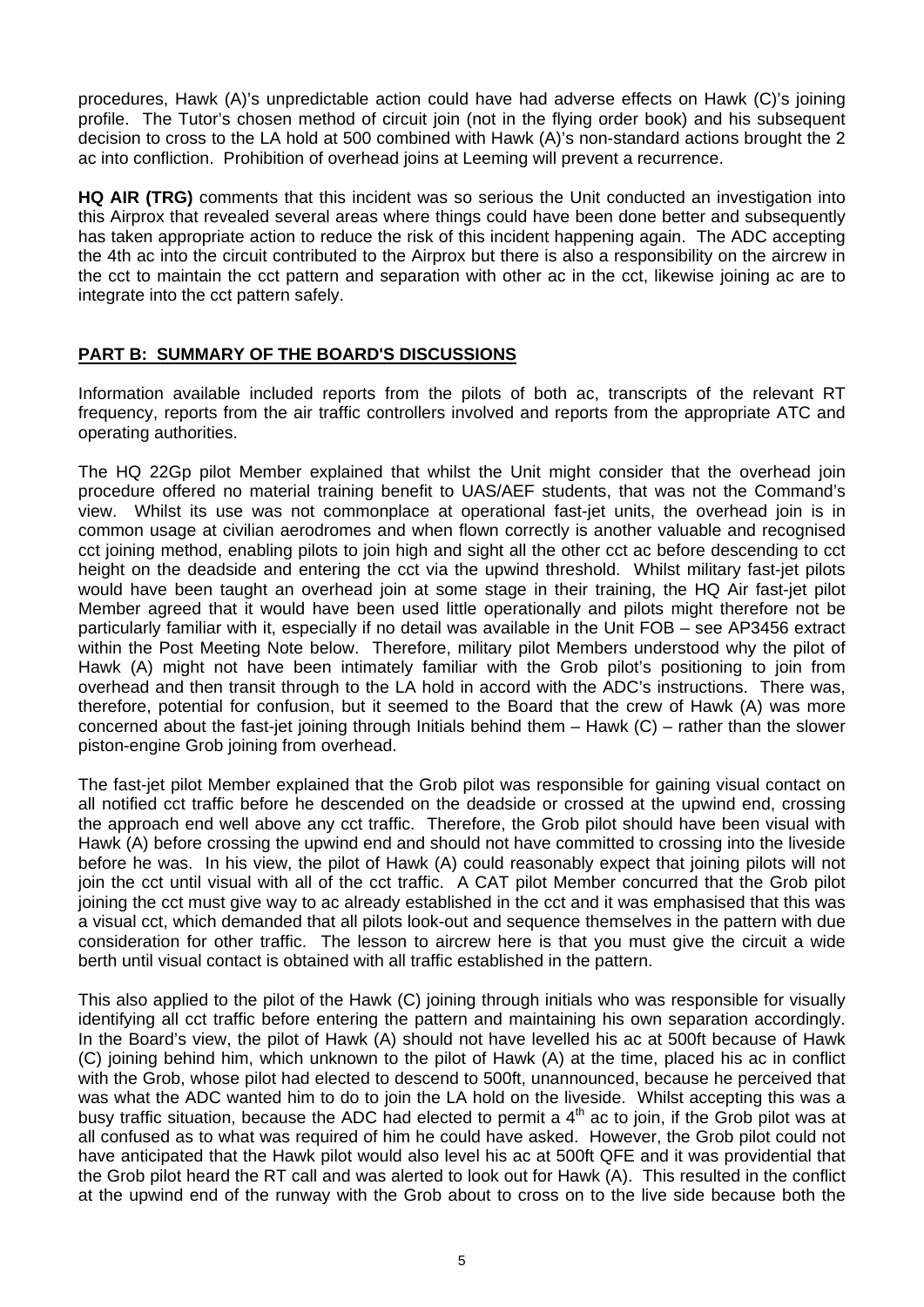procedures, Hawk (A)'s unpredictable action could have had adverse effects on Hawk (C)'s joining profile. The Tutor's chosen method of circuit join (not in the flying order book) and his subsequent decision to cross to the LA hold at 500 combined with Hawk (A)'s non-standard actions brought the 2 ac into confliction. Prohibition of overhead joins at Leeming will prevent a recurrence.

**HQ AIR (TRG)** comments that this incident was so serious the Unit conducted an investigation into this Airprox that revealed several areas where things could have been done better and subsequently has taken appropriate action to reduce the risk of this incident happening again. The ADC accepting the 4th ac into the circuit contributed to the Airprox but there is also a responsibility on the aircrew in the cct to maintain the cct pattern and separation with other ac in the cct, likewise joining ac are to integrate into the cct pattern safely.

## PART B: SUMMARY OF THE BOARD'S DISCUSSIONS

Information available included reports from the pilots of both ac, transcripts of the relevant RT frequency, reports from the air traffic controllers involved and reports from the appropriate ATC and operating authorities.

The HQ 22Gp pilot Member explained that whilst the Unit might consider that the overhead join procedure offered no material training benefit to UAS/AEF students, that was not the Command's view. Whilst its use was not commonplace at operational fast-jet units, the overhead join is in common usage at civilian aerodromes and when flown correctly is another valuable and recognised cct joining method, enabling pilots to join high and sight all the other cct ac before descending to cct height on the deadside and entering the cct via the upwind threshold. Whilst military fast-jet pilots would have been taught an overhead join at some stage in their training, the HQ Air fast-jet pilot Member agreed that it would have been used little operationally and pilots might therefore not be particularly familiar with it, especially if no detail was available in the Unit FOB – see AP3456 extract within the Post Meeting Note below. Therefore, military pilot Members understood why the pilot of Hawk (A) might not have been intimately familiar with the Grob pilot's positioning to join from overhead and then transit through to the LA hold in accord with the ADC's instructions. There was, therefore, potential for confusion, but it seemed to the Board that the crew of Hawk (A) was more concerned about the fast-jet joining through Initials behind them – Hawk (C) – rather than the slower piston-engine Grob joining from overhead.

The fast-jet pilot Member explained that the Grob pilot was responsible for gaining visual contact on all notified cct traffic before he descended on the deadside or crossed at the upwind end, crossing the approach end well above any cct traffic. Therefore, the Grob pilot should have been visual with Hawk (A) before crossing the upwind end and should not have committed to crossing into the liveside before he was. In his view, the pilot of Hawk (A) could reasonably expect that joining pilots will not join the cct until visual with all of the cct traffic. A CAT pilot Member concurred that the Grob pilot joining the cct must give way to ac already established in the cct and it was emphasised that this was a visual cct, which demanded that all pilots look-out and sequence themselves in the pattern with due consideration for other traffic. The lesson to aircrew here is that you must give the circuit a wide berth until visual contact is obtained with all traffic established in the pattern.

This also applied to the pilot of the Hawk (C) joining through initials who was responsible for visually identifying all cct traffic before entering the pattern and maintaining his own separation accordingly. In the Board's view, the pilot of Hawk (A) should not have levelled his ac at 500ft because of Hawk (C) joining behind him, which unknown to the pilot of Hawk (A) at the time, placed his ac in conflict with the Grob, whose pilot had elected to descend to 500ft, unannounced, because he perceived that was what the ADC wanted him to do to join the LA hold on the liveside. Whilst accepting this was a busy traffic situation, because the ADC had elected to permit a 4th ac to join, if the Grob pilot was at all confused as to what was required of him he could have asked. However, the Grob pilot could not have anticipated that the Hawk pilot would also level his ac at 500ft QFE and it was providential that the Grob pilot heard the RT call and was alerted to look out for Hawk (A). This resulted in the conflict at the upwind end of the runway with the Grob about to cross on to the live side because both the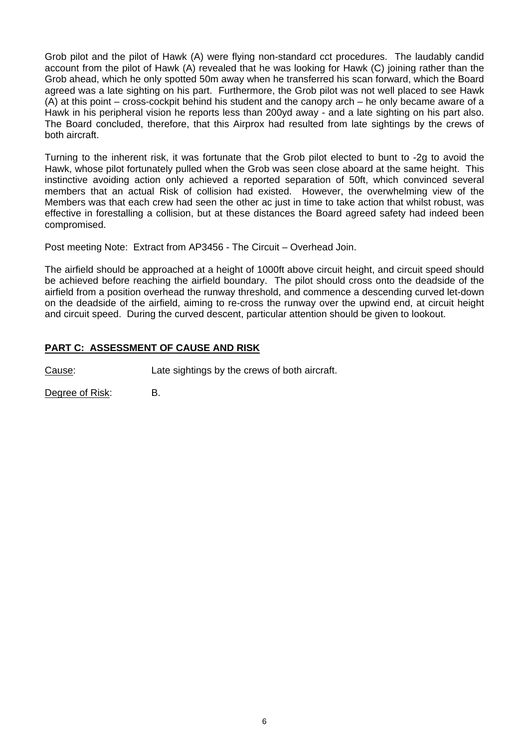Grob pilot and the pilot of Hawk (A) were flying non-standard cct procedures. The laudably candid account from the pilot of Hawk (A) revealed that he was looking for Hawk (C) joining rather than the Grob ahead, which he only spotted 50m away when he transferred his scan forward, which the Board agreed was a late sighting on his part. Furthermore, the Grob pilot was not well placed to see Hawk (A) at this point – cross-cockpit behind his student and the canopy arch – he only became aware of a Hawk in his peripheral vision he reports less than 200yd away - and a late sighting on his part also. The Board concluded, therefore, that this Airprox had resulted from late sightings by the crews of both aircraft.

Turning to the inherent risk, it was fortunate that the Grob pilot elected to bunt to -2g to avoid the Hawk, whose pilot fortunately pulled when the Grob was seen close aboard at the same height. This instinctive avoiding action only achieved a reported separation of 50ft, which convinced several members that an actual Risk of collision had existed. However, the overwhelming view of the Members was that each crew had seen the other ac just in time to take action that whilst robust, was effective in forestalling a collision, but at these distances the Board agreed safety had indeed been compromised.

Post meeting Note: Extract from AP3456 - The Circuit – Overhead Join.

The airfield should be approached at a height of 1000ft above circuit height, and circuit speed should be achieved before reaching the airfield boundary. The pilot should cross onto the deadside of the airfield from a position overhead the runway threshold, and commence a descending curved let-down on the deadside of the airfield, aiming to re-cross the runway over the upwind end, at circuit height and circuit speed. During the curved descent, particular attention should be given to lookout.

**PART C: ASSESSMENT OF CAUSE AND RISK**

Cause: Late sightings by the crews of both aircraft.

Degree of Risk: B.